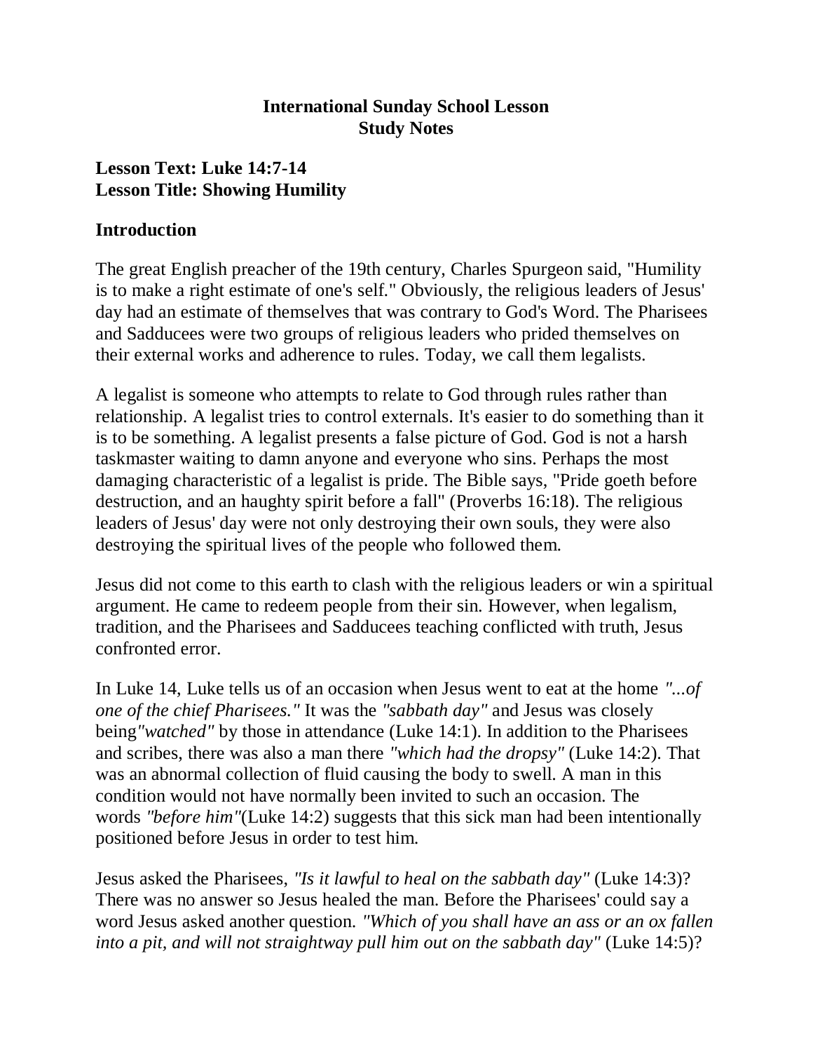**International Sunday School Lesson**
**Study Notes**

**Lesson Text: Luke 14:7-14**
**Lesson Title: Showing Humility**

## Introduction

The great English preacher of the 19th century, Charles Spurgeon said, "Humility is to make a right estimate of one's self." Obviously, the religious leaders of Jesus' day had an estimate of themselves that was contrary to God's Word. The Pharisees and Sadducees were two groups of religious leaders who prided themselves on their external works and adherence to rules. Today, we call them legalists.

A legalist is someone who attempts to relate to God through rules rather than relationship. A legalist tries to control externals. It's easier to do something than it is to be something. A legalist presents a false picture of God. God is not a harsh taskmaster waiting to damn anyone and everyone who sins. Perhaps the most damaging characteristic of a legalist is pride. The Bible says, "Pride goeth before destruction, and an haughty spirit before a fall" (Proverbs 16:18). The religious leaders of Jesus' day were not only destroying their own souls, they were also destroying the spiritual lives of the people who followed them.

Jesus did not come to this earth to clash with the religious leaders or win a spiritual argument. He came to redeem people from their sin. However, when legalism, tradition, and the Pharisees and Sadducees teaching conflicted with truth, Jesus confronted error.

In Luke 14, Luke tells us of an occasion when Jesus went to eat at the home *"...of one of the chief Pharisees."* It was the *"sabbath day"* and Jesus was closely being *"watched"* by those in attendance (Luke 14:1). In addition to the Pharisees and scribes, there was also a man there *"which had the dropsy"* (Luke 14:2). That was an abnormal collection of fluid causing the body to swell. A man in this condition would not have normally been invited to such an occasion. The words *"before him"*(Luke 14:2) suggests that this sick man had been intentionally positioned before Jesus in order to test him.

Jesus asked the Pharisees, *"Is it lawful to heal on the sabbath day"* (Luke 14:3)? There was no answer so Jesus healed the man. Before the Pharisees' could say a word Jesus asked another question. *"Which of you shall have an ass or an ox fallen into a pit, and will not straightway pull him out on the sabbath day"* (Luke 14:5)?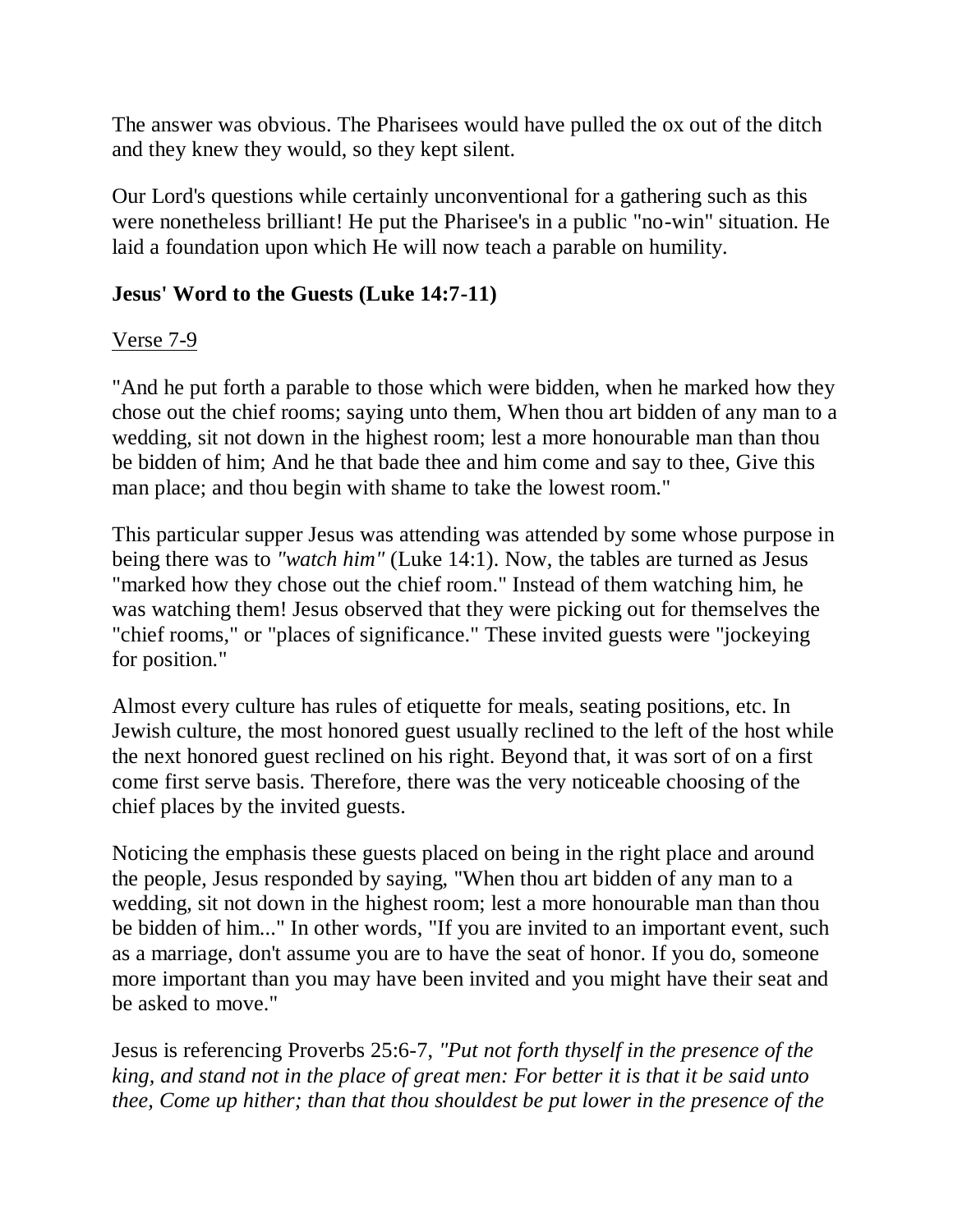The answer was obvious. The Pharisees would have pulled the ox out of the ditch and they knew they would, so they kept silent.

Our Lord's questions while certainly unconventional for a gathering such as this were nonetheless brilliant! He put the Pharisee's in a public "no-win" situation. He laid a foundation upon which He will now teach a parable on humility.

**Jesus' Word to the Guests (Luke 14:7-11)**

Verse 7-9

"And he put forth a parable to those which were bidden, when he marked how they chose out the chief rooms; saying unto them, When thou art bidden of any man to a wedding, sit not down in the highest room; lest a more honourable man than thou be bidden of him; And he that bade thee and him come and say to thee, Give this man place; and thou begin with shame to take the lowest room."

This particular supper Jesus was attending was attended by some whose purpose in being there was to *"watch him"* (Luke 14:1). Now, the tables are turned as Jesus "marked how they chose out the chief room." Instead of them watching him, he was watching them! Jesus observed that they were picking out for themselves the "chief rooms," or "places of significance." These invited guests were "jockeying for position."

Almost every culture has rules of etiquette for meals, seating positions, etc. In Jewish culture, the most honored guest usually reclined to the left of the host while the next honored guest reclined on his right. Beyond that, it was sort of on a first come first serve basis. Therefore, there was the very noticeable choosing of the chief places by the invited guests.

Noticing the emphasis these guests placed on being in the right place and around the people, Jesus responded by saying, "When thou art bidden of any man to a wedding, sit not down in the highest room; lest a more honourable man than thou be bidden of him..." In other words, "If you are invited to an important event, such as a marriage, don't assume you are to have the seat of honor. If you do, someone more important than you may have been invited and you might have their seat and be asked to move."

Jesus is referencing Proverbs 25:6-7, *"Put not forth thyself in the presence of the king, and stand not in the place of great men: For better it is that it be said unto thee, Come up hither; than that thou shouldest be put lower in the presence of the*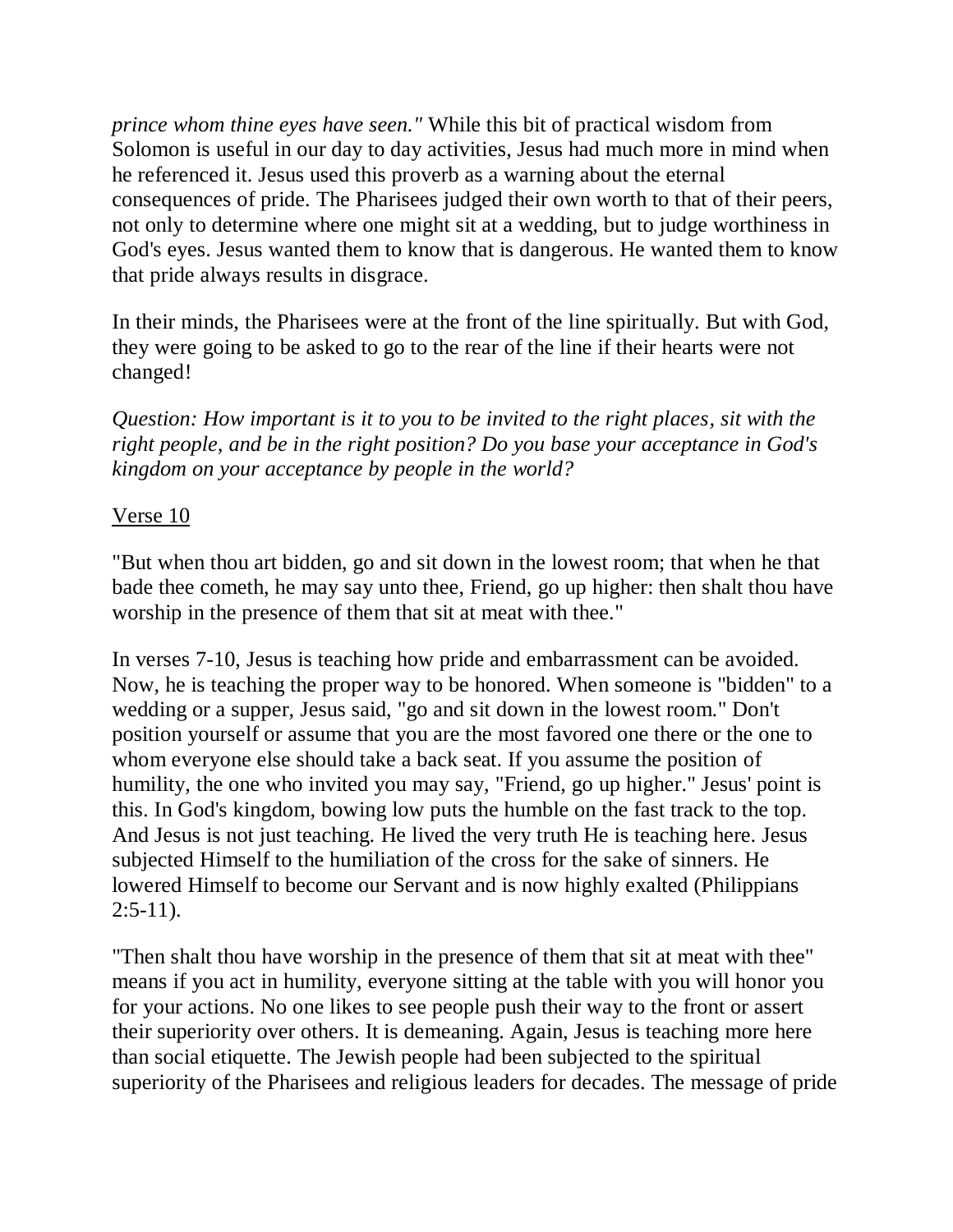*prince whom thine eyes have seen."* While this bit of practical wisdom from Solomon is useful in our day to day activities, Jesus had much more in mind when he referenced it. Jesus used this proverb as a warning about the eternal consequences of pride. The Pharisees judged their own worth to that of their peers, not only to determine where one might sit at a wedding, but to judge worthiness in God's eyes. Jesus wanted them to know that is dangerous. He wanted them to know that pride always results in disgrace.

In their minds, the Pharisees were at the front of the line spiritually. But with God, they were going to be asked to go to the rear of the line if their hearts were not changed!

*Question: How important is it to you to be invited to the right places, sit with the right people, and be in the right position? Do you base your acceptance in God's kingdom on your acceptance by people in the world?*

<u>Verse 10</u>

"But when thou art bidden, go and sit down in the lowest room; that when he that bade thee cometh, he may say unto thee, Friend, go up higher: then shalt thou have worship in the presence of them that sit at meat with thee."

In verses 7-10, Jesus is teaching how pride and embarrassment can be avoided. Now, he is teaching the proper way to be honored. When someone is "bidden" to a wedding or a supper, Jesus said, "go and sit down in the lowest room." Don't position yourself or assume that you are the most favored one there or the one to whom everyone else should take a back seat. If you assume the position of humility, the one who invited you may say, "Friend, go up higher." Jesus' point is this. In God's kingdom, bowing low puts the humble on the fast track to the top. And Jesus is not just teaching. He lived the very truth He is teaching here. Jesus subjected Himself to the humiliation of the cross for the sake of sinners. He lowered Himself to become our Servant and is now highly exalted (Philippians 2:5-11).

"Then shalt thou have worship in the presence of them that sit at meat with thee" means if you act in humility, everyone sitting at the table with you will honor you for your actions. No one likes to see people push their way to the front or assert their superiority over others. It is demeaning. Again, Jesus is teaching more here than social etiquette. The Jewish people had been subjected to the spiritual superiority of the Pharisees and religious leaders for decades. The message of pride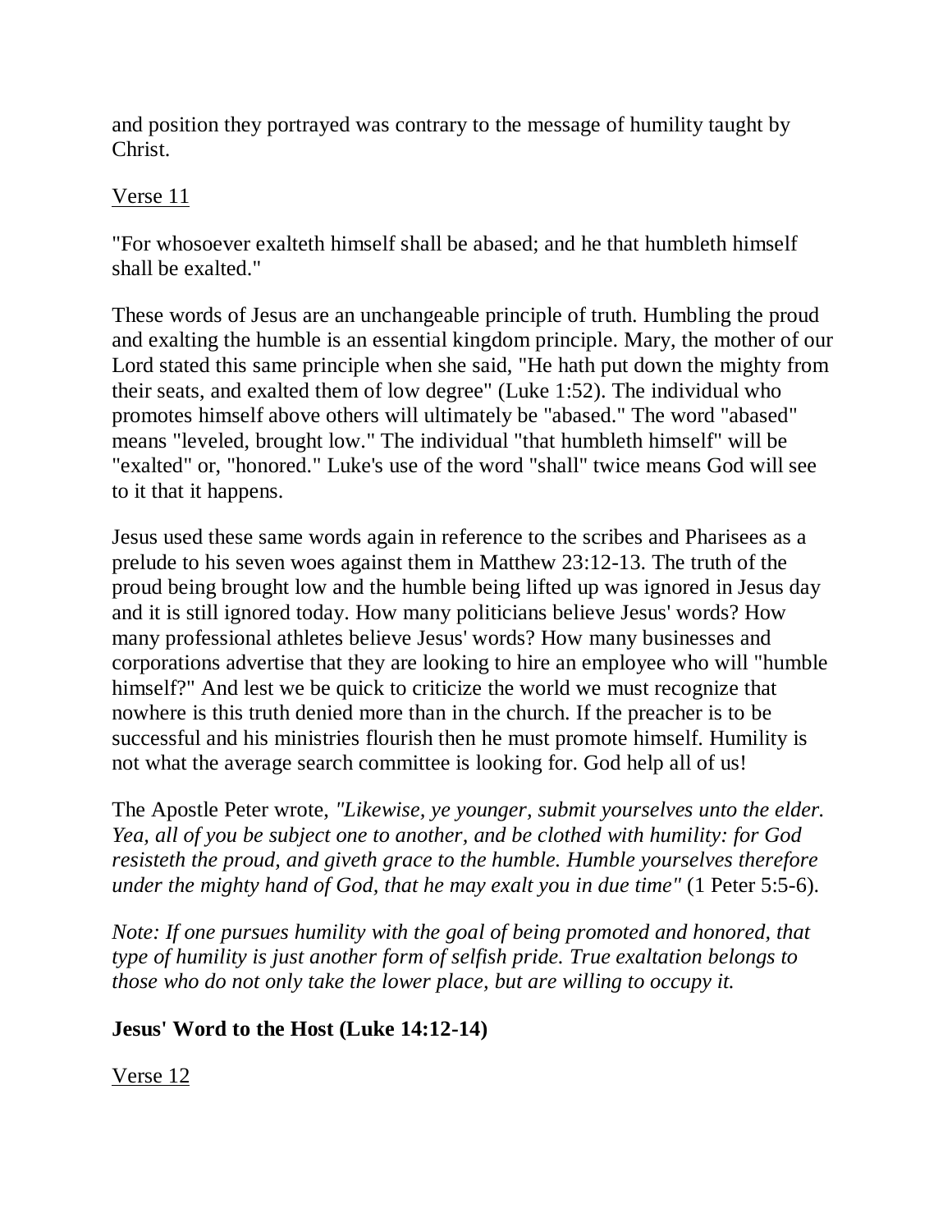and position they portrayed was contrary to the message of humility taught by Christ.

<u>Verse 11</u>

"For whosoever exalteth himself shall be abased; and he that humbleth himself shall be exalted."

These words of Jesus are an unchangeable principle of truth. Humbling the proud and exalting the humble is an essential kingdom principle. Mary, the mother of our Lord stated this same principle when she said, "He hath put down the mighty from their seats, and exalted them of low degree" (Luke 1:52). The individual who promotes himself above others will ultimately be "abased." The word "abased" means "leveled, brought low." The individual "that humbleth himself" will be "exalted" or, "honored." Luke's use of the word "shall" twice means God will see to it that it happens.

Jesus used these same words again in reference to the scribes and Pharisees as a prelude to his seven woes against them in Matthew 23:12-13. The truth of the proud being brought low and the humble being lifted up was ignored in Jesus day and it is still ignored today. How many politicians believe Jesus' words? How many professional athletes believe Jesus' words? How many businesses and corporations advertise that they are looking to hire an employee who will "humble himself?" And lest we be quick to criticize the world we must recognize that nowhere is this truth denied more than in the church. If the preacher is to be successful and his ministries flourish then he must promote himself. Humility is not what the average search committee is looking for. God help all of us!

The Apostle Peter wrote, *"Likewise, ye younger, submit yourselves unto the elder. Yea, all of you be subject one to another, and be clothed with humility: for God resisteth the proud, and giveth grace to the humble. Humble yourselves therefore under the mighty hand of God, that he may exalt you in due time"* (1 Peter 5:5-6).

*Note: If one pursues humility with the goal of being promoted and honored, that type of humility is just another form of selfish pride. True exaltation belongs to those who do not only take the lower place, but are willing to occupy it.*

**Jesus' Word to the Host (Luke 14:12-14)**

<u>Verse 12</u>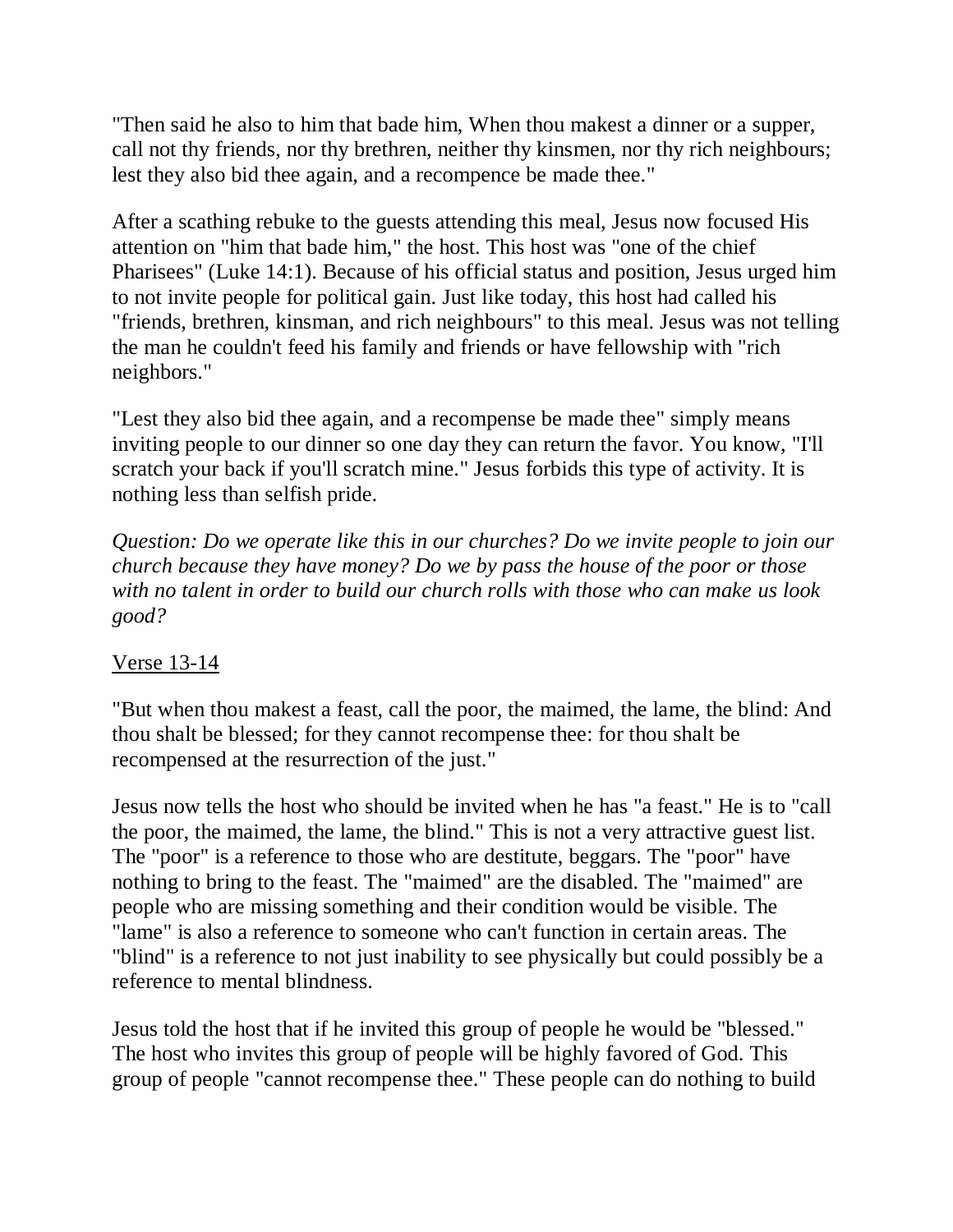"Then said he also to him that bade him, When thou makest a dinner or a supper, call not thy friends, nor thy brethren, neither thy kinsmen, nor thy rich neighbours; lest they also bid thee again, and a recompence be made thee."

After a scathing rebuke to the guests attending this meal, Jesus now focused His attention on "him that bade him," the host. This host was "one of the chief Pharisees" (Luke 14:1). Because of his official status and position, Jesus urged him to not invite people for political gain. Just like today, this host had called his "friends, brethren, kinsman, and rich neighbours" to this meal. Jesus was not telling the man he couldn't feed his family and friends or have fellowship with "rich neighbors."

"Lest they also bid thee again, and a recompense be made thee" simply means inviting people to our dinner so one day they can return the favor. You know, "I'll scratch your back if you'll scratch mine." Jesus forbids this type of activity. It is nothing less than selfish pride.

*Question: Do we operate like this in our churches? Do we invite people to join our church because they have money? Do we by pass the house of the poor or those with no talent in order to build our church rolls with those who can make us look good?*

<u>Verse 13-14</u>

"But when thou makest a feast, call the poor, the maimed, the lame, the blind: And thou shalt be blessed; for they cannot recompense thee: for thou shalt be recompensed at the resurrection of the just."

Jesus now tells the host who should be invited when he has "a feast." He is to "call the poor, the maimed, the lame, the blind." This is not a very attractive guest list. The "poor" is a reference to those who are destitute, beggars. The "poor" have nothing to bring to the feast. The "maimed" are the disabled. The "maimed" are people who are missing something and their condition would be visible. The "lame" is also a reference to someone who can't function in certain areas. The "blind" is a reference to not just inability to see physically but could possibly be a reference to mental blindness.

Jesus told the host that if he invited this group of people he would be "blessed." The host who invites this group of people will be highly favored of God. This group of people "cannot recompense thee." These people can do nothing to build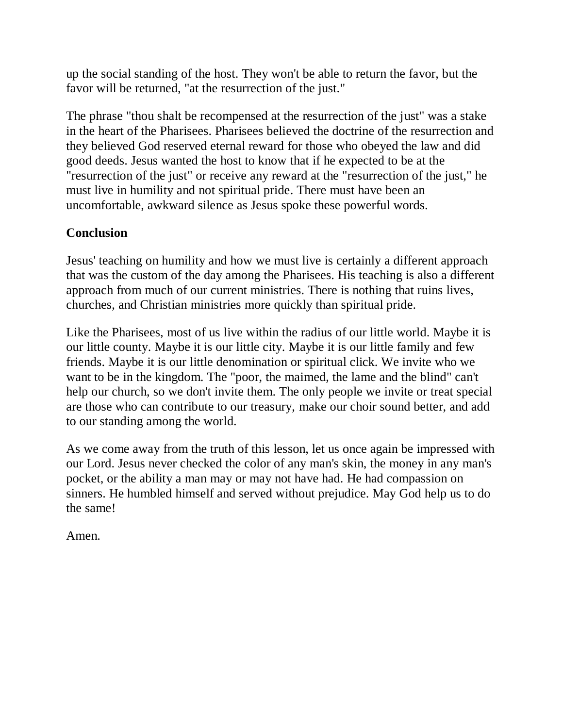up the social standing of the host. They won't be able to return the favor, but the favor will be returned, "at the resurrection of the just."

The phrase "thou shalt be recompensed at the resurrection of the just" was a stake in the heart of the Pharisees. Pharisees believed the doctrine of the resurrection and they believed God reserved eternal reward for those who obeyed the law and did good deeds. Jesus wanted the host to know that if he expected to be at the "resurrection of the just" or receive any reward at the "resurrection of the just," he must live in humility and not spiritual pride. There must have been an uncomfortable, awkward silence as Jesus spoke these powerful words.

**Conclusion**

Jesus' teaching on humility and how we must live is certainly a different approach that was the custom of the day among the Pharisees. His teaching is also a different approach from much of our current ministries. There is nothing that ruins lives, churches, and Christian ministries more quickly than spiritual pride.

Like the Pharisees, most of us live within the radius of our little world. Maybe it is our little county. Maybe it is our little city. Maybe it is our little family and few friends. Maybe it is our little denomination or spiritual click. We invite who we want to be in the kingdom. The "poor, the maimed, the lame and the blind" can't help our church, so we don't invite them. The only people we invite or treat special are those who can contribute to our treasury, make our choir sound better, and add to our standing among the world.

As we come away from the truth of this lesson, let us once again be impressed with our Lord. Jesus never checked the color of any man's skin, the money in any man's pocket, or the ability a man may or may not have had. He had compassion on sinners. He humbled himself and served without prejudice. May God help us to do the same!

Amen.